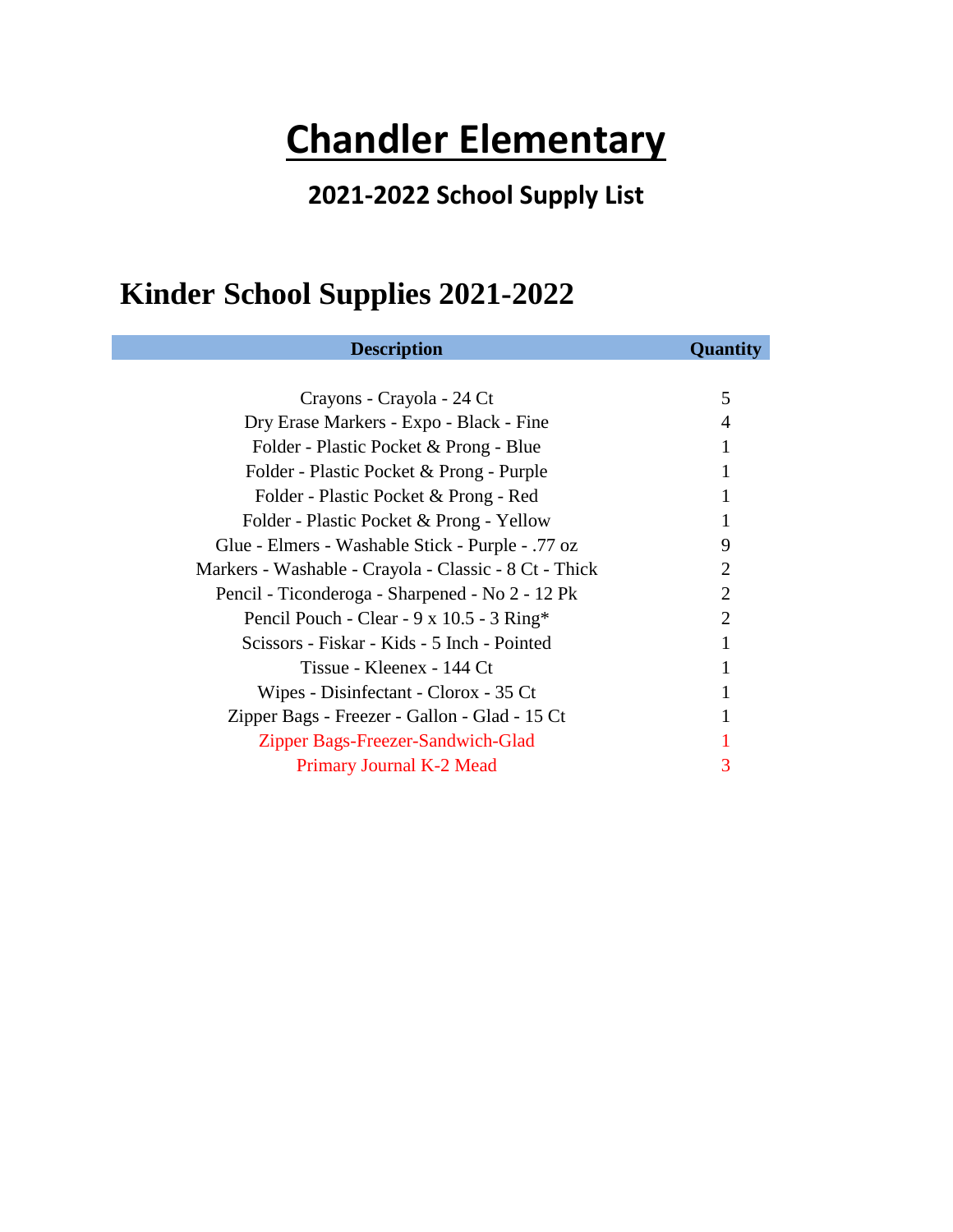# Chandler Elementary

## 2021-2022 School Supply List

## Kinder School Supplies 2021-2022

| Description | Quantity |
|---|---|
| Crayons - Crayola - 24 Ct | 5 |
| Dry Erase Markers - Expo - Black - Fine | 4 |
| Folder - Plastic Pocket & Prong - Blue | 1 |
| Folder - Plastic Pocket & Prong - Purple | 1 |
| Folder - Plastic Pocket & Prong - Red | 1 |
| Folder - Plastic Pocket & Prong - Yellow | 1 |
| Glue - Elmers - Washable Stick - Purple - .77 oz | 9 |
| Markers - Washable - Crayola - Classic - 8 Ct - Thick | 2 |
| Pencil - Ticonderoga - Sharpened - No 2 - 12 Pk | 2 |
| Pencil Pouch - Clear - 9 x 10.5 - 3 Ring* | 2 |
| Scissors - Fiskar - Kids - 5 Inch - Pointed | 1 |
| Tissue - Kleenex - 144 Ct | 1 |
| Wipes - Disinfectant - Clorox - 35 Ct | 1 |
| Zipper Bags - Freezer - Gallon - Glad - 15 Ct | 1 |
| Zipper Bags-Freezer-Sandwich-Glad | 1 |
| Primary Journal K-2 Mead | 3 |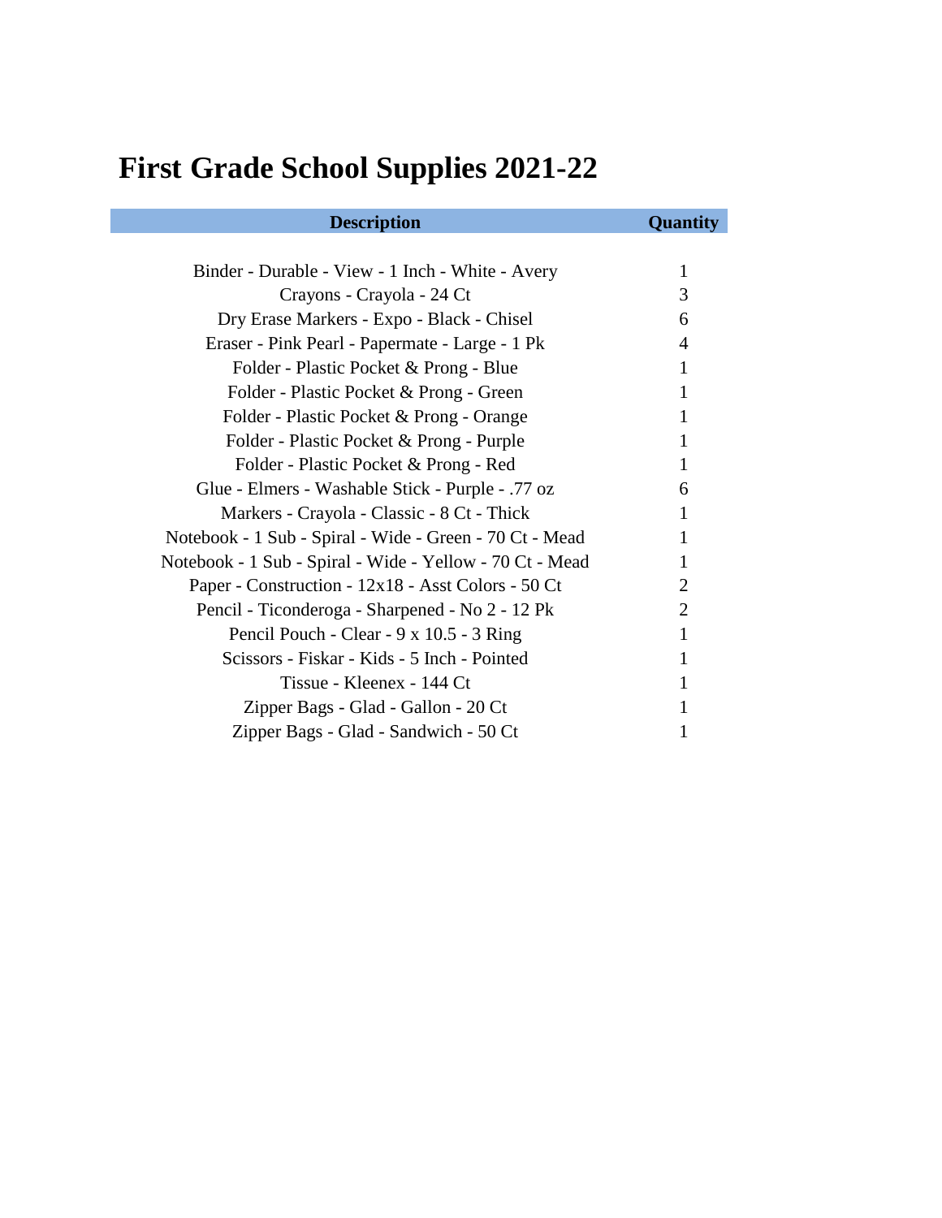# First Grade School Supplies 2021-22

| Description | Quantity |
|---|---|
| Binder - Durable - View - 1 Inch - White - Avery | 1 |
| Crayons - Crayola - 24 Ct | 3 |
| Dry Erase Markers - Expo - Black - Chisel | 6 |
| Eraser - Pink Pearl - Papermate - Large - 1 Pk | 4 |
| Folder - Plastic Pocket & Prong - Blue | 1 |
| Folder - Plastic Pocket & Prong - Green | 1 |
| Folder - Plastic Pocket & Prong - Orange | 1 |
| Folder - Plastic Pocket & Prong - Purple | 1 |
| Folder - Plastic Pocket & Prong - Red | 1 |
| Glue - Elmers - Washable Stick - Purple - .77 oz | 6 |
| Markers - Crayola - Classic - 8 Ct - Thick | 1 |
| Notebook - 1 Sub - Spiral - Wide - Green - 70 Ct - Mead | 1 |
| Notebook - 1 Sub - Spiral - Wide - Yellow - 70 Ct - Mead | 1 |
| Paper - Construction - 12x18 - Asst Colors - 50 Ct | 2 |
| Pencil - Ticonderoga - Sharpened - No 2 - 12 Pk | 2 |
| Pencil Pouch - Clear - 9 x 10.5 - 3 Ring | 1 |
| Scissors - Fiskar - Kids - 5 Inch - Pointed | 1 |
| Tissue - Kleenex - 144 Ct | 1 |
| Zipper Bags - Glad - Gallon - 20 Ct | 1 |
| Zipper Bags - Glad - Sandwich - 50 Ct | 1 |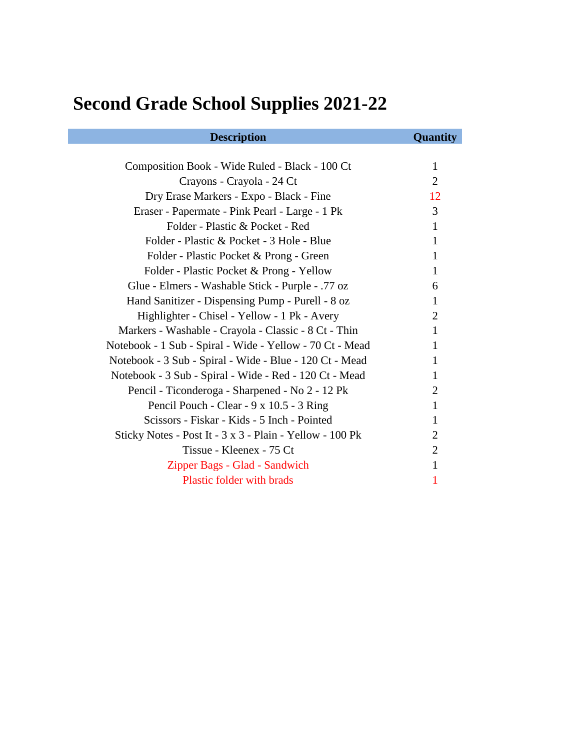# Second Grade School Supplies 2021-22

| Description | Quantity |
|---|---|
| Composition Book - Wide Ruled - Black - 100 Ct | 1 |
| Crayons - Crayola - 24 Ct | 2 |
| Dry Erase Markers - Expo - Black - Fine | 12 |
| Eraser - Papermate - Pink Pearl - Large - 1 Pk | 3 |
| Folder - Plastic & Pocket - Red | 1 |
| Folder - Plastic & Pocket - 3 Hole - Blue | 1 |
| Folder - Plastic Pocket & Prong - Green | 1 |
| Folder - Plastic Pocket & Prong - Yellow | 1 |
| Glue - Elmers - Washable Stick - Purple - .77 oz | 6 |
| Hand Sanitizer - Dispensing Pump - Purell - 8 oz | 1 |
| Highlighter - Chisel - Yellow - 1 Pk - Avery | 2 |
| Markers - Washable - Crayola - Classic - 8 Ct - Thin | 1 |
| Notebook - 1 Sub - Spiral - Wide - Yellow - 70 Ct - Mead | 1 |
| Notebook - 3 Sub - Spiral - Wide - Blue - 120 Ct - Mead | 1 |
| Notebook - 3 Sub - Spiral - Wide - Red - 120 Ct - Mead | 1 |
| Pencil - Ticonderoga - Sharpened - No 2 - 12 Pk | 2 |
| Pencil Pouch - Clear - 9 x 10.5 - 3 Ring | 1 |
| Scissors - Fiskar - Kids - 5 Inch - Pointed | 1 |
| Sticky Notes - Post It - 3 x 3 - Plain - Yellow - 100 Pk | 2 |
| Tissue - Kleenex - 75 Ct | 2 |
| Zipper Bags - Glad - Sandwich | 1 |
| Plastic folder with brads | 1 |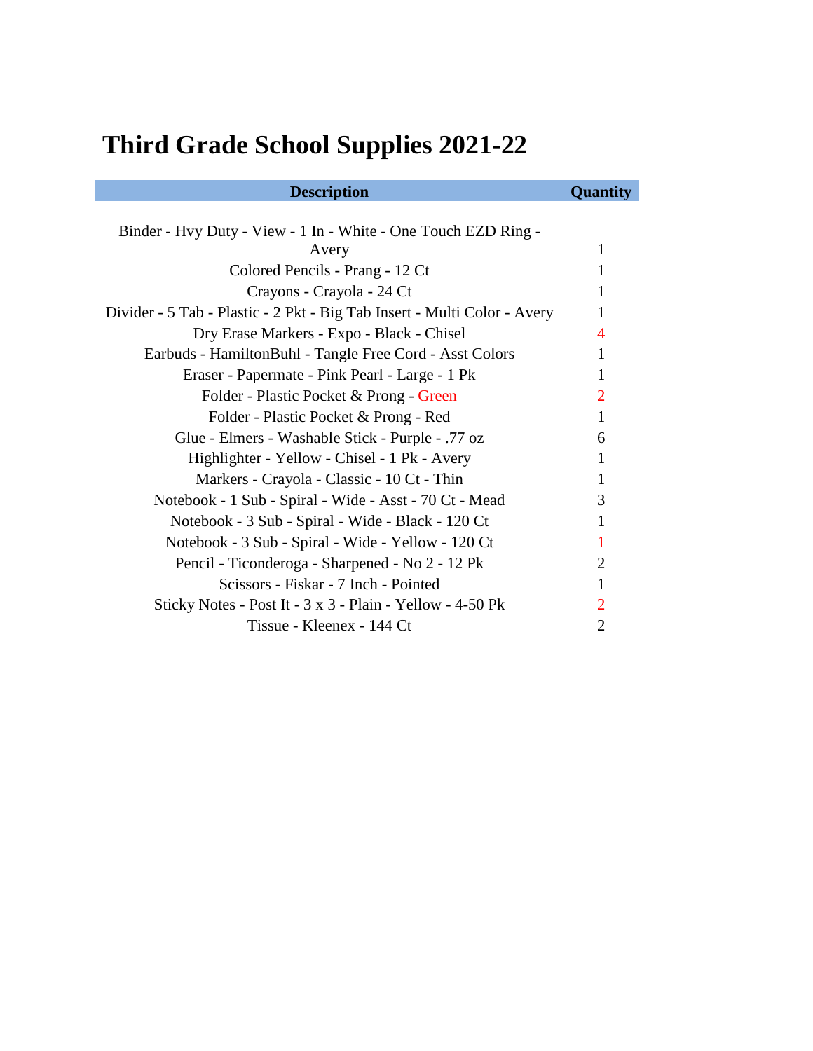# Third Grade School Supplies 2021-22

| Description | Quantity |
|---|---|
| Binder - Hvy Duty - View - 1 In - White - One Touch EZD Ring - Avery | 1 |
| Colored Pencils - Prang - 12 Ct | 1 |
| Crayons - Crayola - 24 Ct | 1 |
| Divider - 5 Tab - Plastic - 2 Pkt - Big Tab Insert - Multi Color - Avery | 1 |
| Dry Erase Markers - Expo - Black - Chisel | 4 |
| Earbuds - HamiltonBuhl - Tangle Free Cord - Asst Colors | 1 |
| Eraser - Papermate - Pink Pearl - Large - 1 Pk | 1 |
| Folder - Plastic Pocket & Prong - Green | 2 |
| Folder - Plastic Pocket & Prong - Red | 1 |
| Glue - Elmers - Washable Stick - Purple - .77 oz | 6 |
| Highlighter - Yellow - Chisel - 1 Pk - Avery | 1 |
| Markers - Crayola - Classic - 10 Ct - Thin | 1 |
| Notebook - 1 Sub - Spiral - Wide - Asst - 70 Ct - Mead | 3 |
| Notebook - 3 Sub - Spiral - Wide - Black - 120 Ct | 1 |
| Notebook - 3 Sub - Spiral - Wide - Yellow - 120 Ct | 1 |
| Pencil - Ticonderoga - Sharpened - No 2 - 12 Pk | 2 |
| Scissors - Fiskar - 7 Inch - Pointed | 1 |
| Sticky Notes - Post It - 3 x 3 - Plain - Yellow - 4-50 Pk | 2 |
| Tissue - Kleenex - 144 Ct | 2 |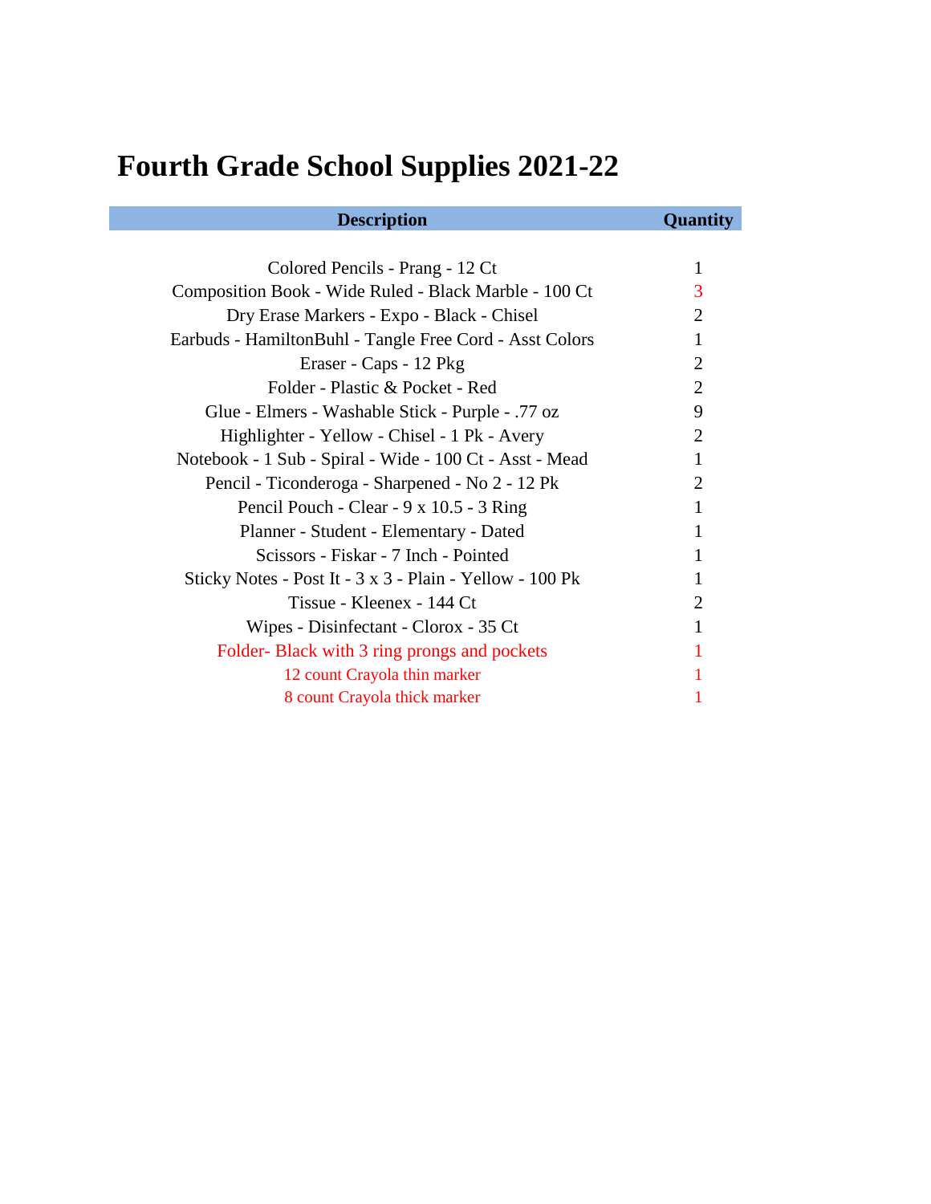# Fourth Grade School Supplies 2021-22

| Description | Quantity |
|---|---|
| Colored Pencils - Prang - 12 Ct | 1 |
| Composition Book - Wide Ruled - Black Marble - 100 Ct | 3 |
| Dry Erase Markers - Expo - Black - Chisel | 2 |
| Earbuds - HamiltonBuhl - Tangle Free Cord - Asst Colors | 1 |
| Eraser - Caps - 12 Pkg | 2 |
| Folder - Plastic & Pocket - Red | 2 |
| Glue - Elmers - Washable Stick - Purple - .77 oz | 9 |
| Highlighter - Yellow - Chisel - 1 Pk - Avery | 2 |
| Notebook - 1 Sub - Spiral - Wide - 100 Ct - Asst - Mead | 1 |
| Pencil - Ticonderoga - Sharpened - No 2 - 12 Pk | 2 |
| Pencil Pouch - Clear - 9 x 10.5 - 3 Ring | 1 |
| Planner - Student - Elementary - Dated | 1 |
| Scissors - Fiskar - 7 Inch - Pointed | 1 |
| Sticky Notes - Post It - 3 x 3 - Plain - Yellow - 100 Pk | 1 |
| Tissue - Kleenex - 144 Ct | 2 |
| Wipes - Disinfectant - Clorox - 35 Ct | 1 |
| Folder- Black with 3 ring prongs and pockets | 1 |
| 12 count Crayola thin marker | 1 |
| 8 count Crayola thick marker | 1 |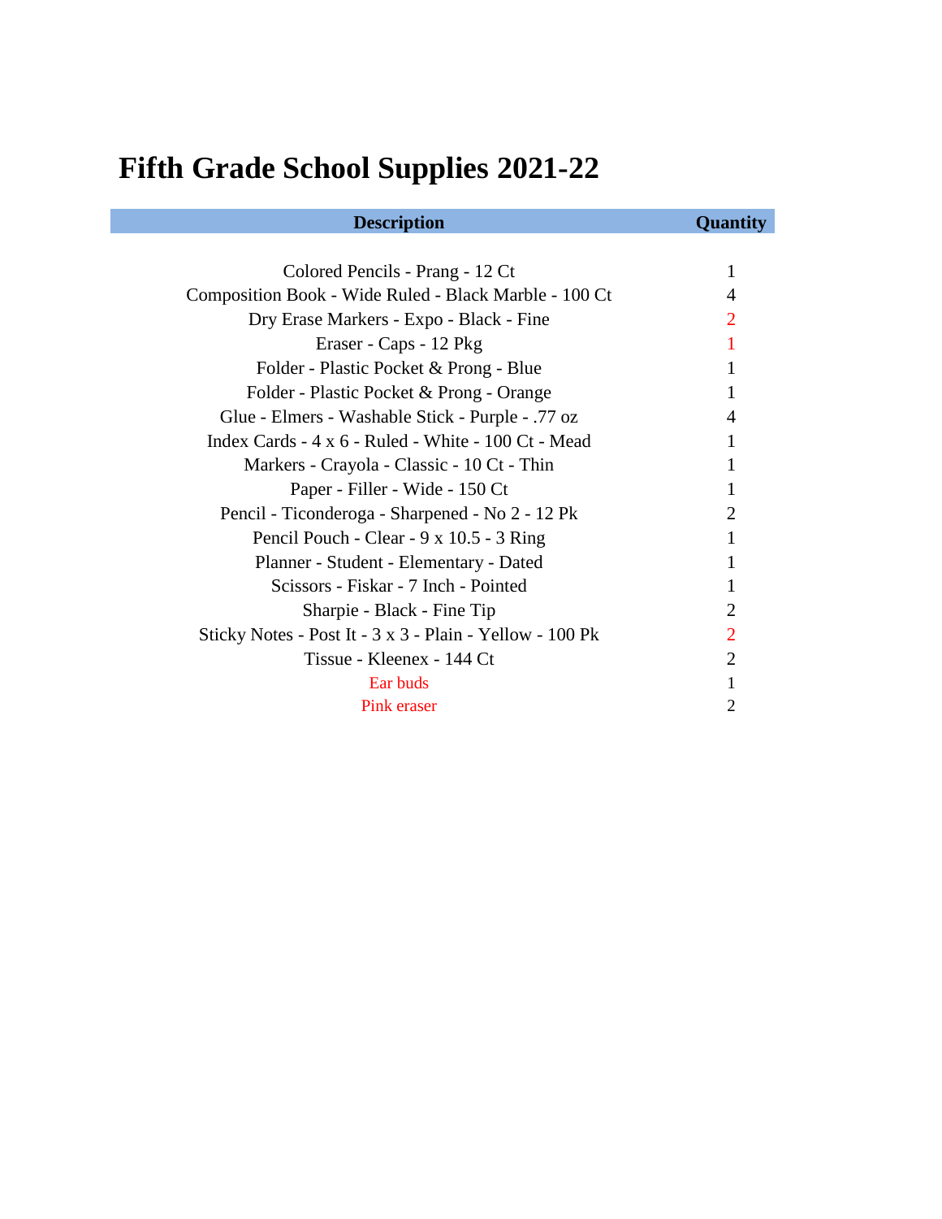# Fifth Grade School Supplies 2021-22

| Description | Quantity |
|---|---|
| Colored Pencils - Prang - 12 Ct | 1 |
| Composition Book - Wide Ruled - Black Marble - 100 Ct | 4 |
| Dry Erase Markers - Expo - Black - Fine | 2 |
| Eraser - Caps - 12 Pkg | 1 |
| Folder - Plastic Pocket & Prong - Blue | 1 |
| Folder - Plastic Pocket & Prong - Orange | 1 |
| Glue - Elmers - Washable Stick - Purple - .77 oz | 4 |
| Index Cards - 4 x 6 - Ruled - White - 100 Ct - Mead | 1 |
| Markers - Crayola - Classic - 10 Ct - Thin | 1 |
| Paper - Filler - Wide - 150 Ct | 1 |
| Pencil - Ticonderoga - Sharpened - No 2 - 12 Pk | 2 |
| Pencil Pouch - Clear - 9 x 10.5 - 3 Ring | 1 |
| Planner - Student - Elementary - Dated | 1 |
| Scissors - Fiskar - 7 Inch - Pointed | 1 |
| Sharpie - Black - Fine Tip | 2 |
| Sticky Notes - Post It - 3 x 3 - Plain - Yellow - 100 Pk | 2 |
| Tissue - Kleenex - 144 Ct | 2 |
| Ear buds | 1 |
| Pink eraser | 2 |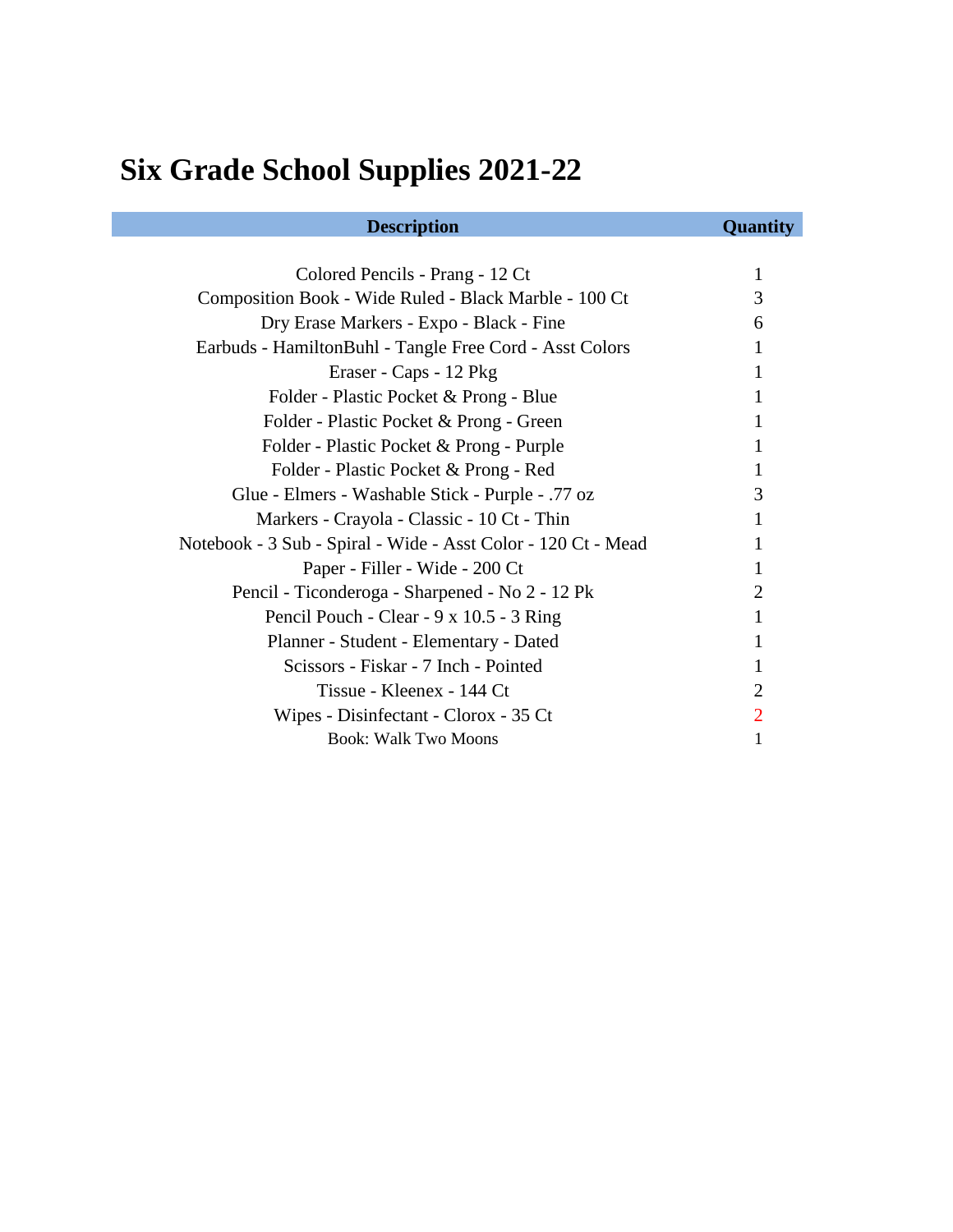# Six Grade School Supplies 2021-22

| Description | Quantity |
|---|---|
| Colored Pencils - Prang - 12 Ct | 1 |
| Composition Book - Wide Ruled - Black Marble - 100 Ct | 3 |
| Dry Erase Markers - Expo - Black - Fine | 6 |
| Earbuds - HamiltonBuhl - Tangle Free Cord - Asst Colors | 1 |
| Eraser - Caps - 12 Pkg | 1 |
| Folder - Plastic Pocket & Prong - Blue | 1 |
| Folder - Plastic Pocket & Prong - Green | 1 |
| Folder - Plastic Pocket & Prong - Purple | 1 |
| Folder - Plastic Pocket & Prong - Red | 1 |
| Glue - Elmers - Washable Stick - Purple - .77 oz | 3 |
| Markers - Crayola - Classic - 10 Ct - Thin | 1 |
| Notebook - 3 Sub - Spiral - Wide - Asst Color - 120 Ct - Mead | 1 |
| Paper - Filler - Wide - 200 Ct | 1 |
| Pencil - Ticonderoga - Sharpened - No 2 - 12 Pk | 2 |
| Pencil Pouch - Clear - 9 x 10.5 - 3 Ring | 1 |
| Planner - Student - Elementary - Dated | 1 |
| Scissors - Fiskar - 7 Inch - Pointed | 1 |
| Tissue - Kleenex - 144 Ct | 2 |
| Wipes - Disinfectant - Clorox - 35 Ct | 2 |
| Book: Walk Two Moons | 1 |